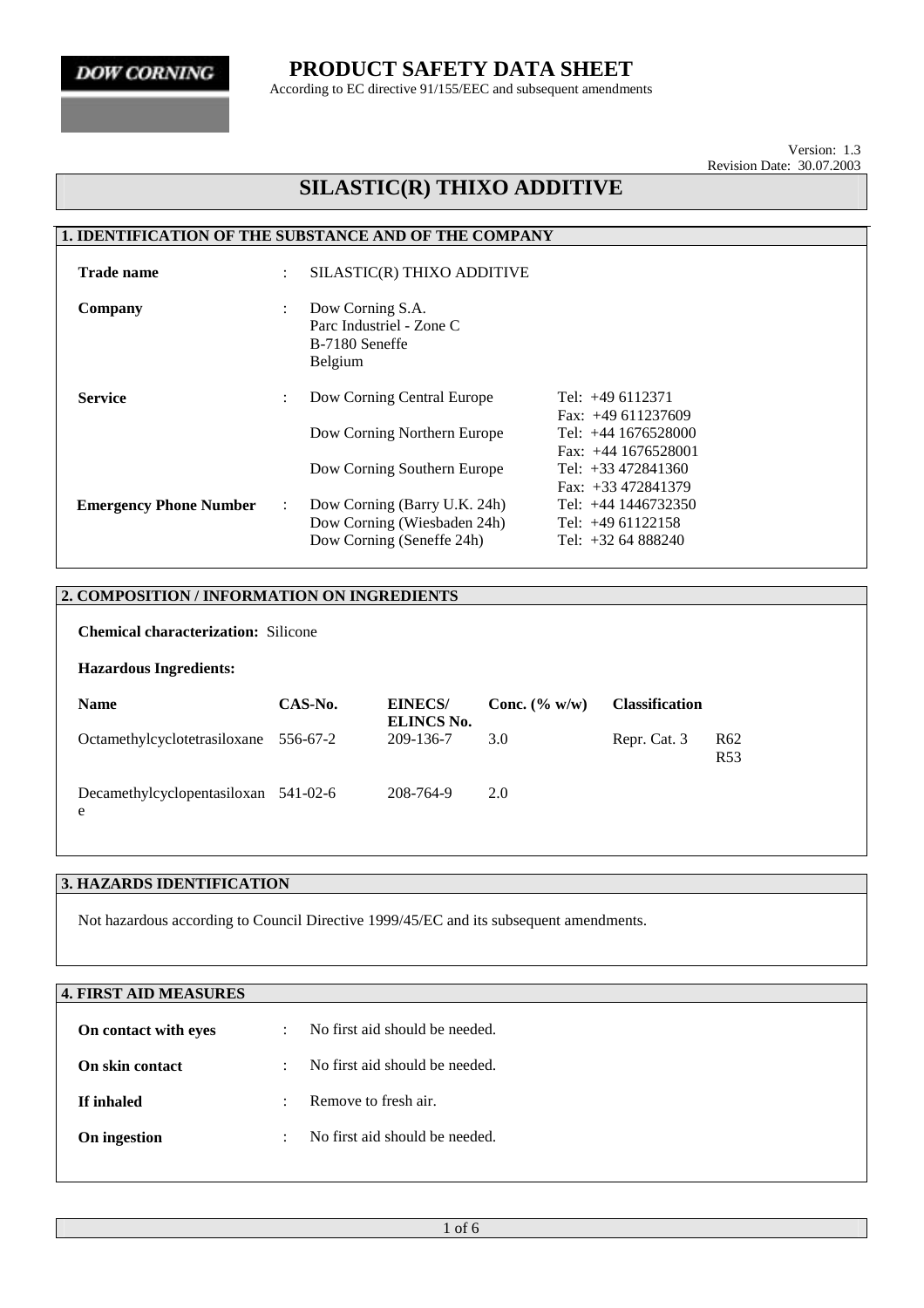DOW CORNING

# PRODUCT SAFETY DATA SHEET

According to EC directive 91/155/EEC and subsequent amendments

Version: 1.3
Revision Date: 30.07.2003

# SILASTIC(R) THIXO ADDITIVE

## 1. IDENTIFICATION OF THE SUBSTANCE AND OF THE COMPANY

**Trade name** : SILASTIC(R) THIXO ADDITIVE

**Company** : Dow Corning S.A.
Parc Industriel - Zone C
B-7180 Seneffe
Belgium

| | | | |
|---|---|---|---|
| **Service** | : | Dow Corning Central Europe | Tel: +49 6112371<br>Fax: +49 611237609 |
| | | Dow Corning Northern Europe | Tel: +44 1676528000<br>Fax: +44 1676528001 |
| | | Dow Corning Southern Europe | Tel: +33 472841360<br>Fax: +33 472841379 |
| **Emergency Phone Number** | : | Dow Corning (Barry U.K. 24h) | Tel: +44 1446732350 |
| | | Dow Corning (Wiesbaden 24h) | Tel: +49 61122158 |
| | | Dow Corning (Seneffe 24h) | Tel: +32 64 888240 |

## 2. COMPOSITION / INFORMATION ON INGREDIENTS

**Chemical characterization:** Silicone

**Hazardous Ingredients:**

| Name | CAS-No. | EINECS/ ELINCS No. | Conc. (% w/w) | Classification | |
|---|---|---|---|---|---|
| Octamethylcyclotetrasiloxane | 556-67-2 | 209-136-7 | 3.0 | Repr. Cat. 3 | R62<br>R53 |
| Decamethylcyclopentasiloxane | 541-02-6 | 208-764-9 | 2.0 | | |

## 3. HAZARDS IDENTIFICATION

Not hazardous according to Council Directive 1999/45/EC and its subsequent amendments.

## 4. FIRST AID MEASURES

**On contact with eyes** : No first aid should be needed.

**On skin contact** : No first aid should be needed.

**If inhaled** : Remove to fresh air.

**On ingestion** : No first aid should be needed.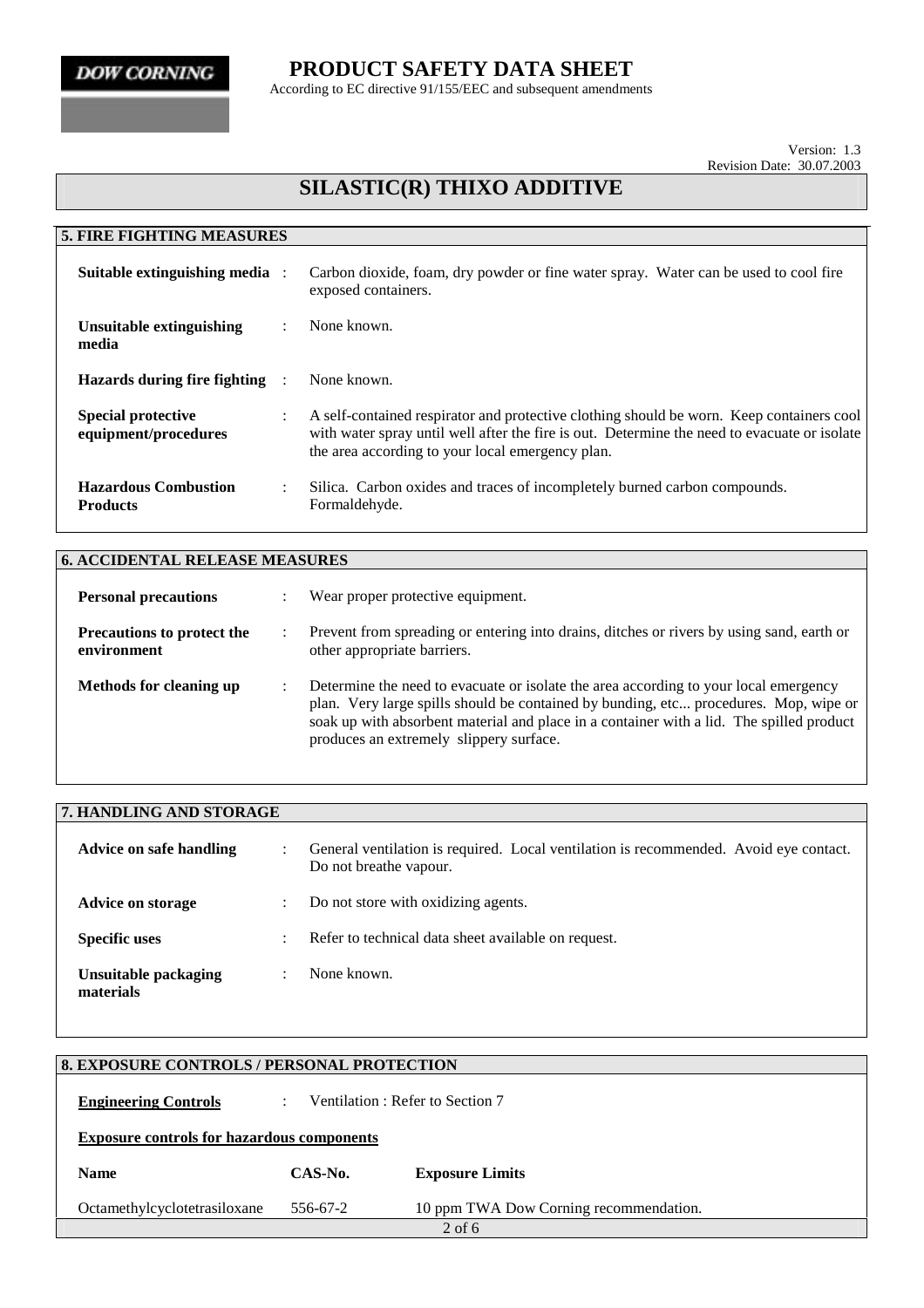# SILASTIC(R) THIXO ADDITIVE

## 5. FIRE FIGHTING MEASURES

**Suitable extinguishing media** : Carbon dioxide, foam, dry powder or fine water spray. Water can be used to cool fire exposed containers.

**Unsuitable extinguishing media** : None known.

**Hazards during fire fighting** : None known.

**Special protective equipment/procedures** : A self-contained respirator and protective clothing should be worn. Keep containers cool with water spray until well after the fire is out. Determine the need to evacuate or isolate the area according to your local emergency plan.

**Hazardous Combustion Products** : Silica. Carbon oxides and traces of incompletely burned carbon compounds. Formaldehyde.

## 6. ACCIDENTAL RELEASE MEASURES

**Personal precautions** : Wear proper protective equipment.

**Precautions to protect the environment** : Prevent from spreading or entering into drains, ditches or rivers by using sand, earth or other appropriate barriers.

**Methods for cleaning up** : Determine the need to evacuate or isolate the area according to your local emergency plan. Very large spills should be contained by bunding, etc... procedures. Mop, wipe or soak up with absorbent material and place in a container with a lid. The spilled product produces an extremely slippery surface.

## 7. HANDLING AND STORAGE

**Advice on safe handling** : General ventilation is required. Local ventilation is recommended. Avoid eye contact. Do not breathe vapour.

**Advice on storage** : Do not store with oxidizing agents.

**Specific uses** : Refer to technical data sheet available on request.

**Unsuitable packaging materials** : None known.

## 8. EXPOSURE CONTROLS / PERSONAL PROTECTION

**Engineering Controls** : Ventilation : Refer to Section 7

**Exposure controls for hazardous components**

| Name | CAS-No. | Exposure Limits |
|---|---|---|
| Octamethylcyclotetrasiloxane | 556-67-2 | 10 ppm TWA Dow Corning recommendation. |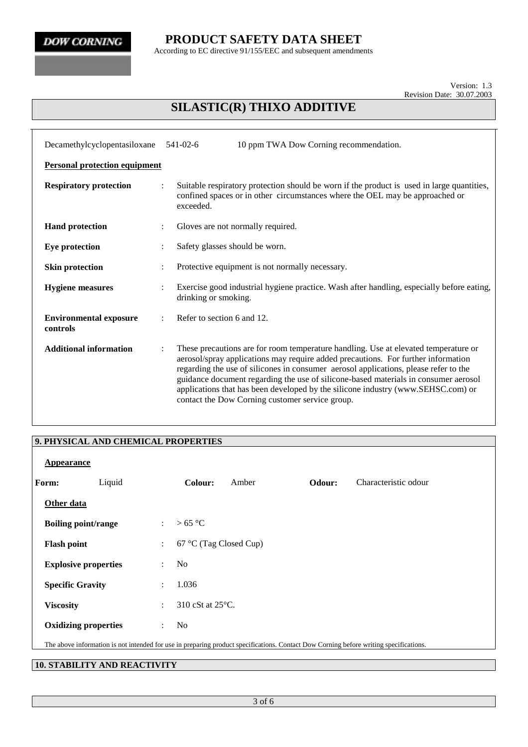| | | |
|---|---|---|
| Decamethylcyclopentasiloxane | 541-02-6 | 10 ppm TWA Dow Corning recommendation. |

**Personal protection equipment**

**Respiratory protection** : Suitable respiratory protection should be worn if the product is used in large quantities, confined spaces or in other circumstances where the OEL may be approached or exceeded.

**Hand protection** : Gloves are not normally required.

**Eye protection** : Safety glasses should be worn.

**Skin protection** : Protective equipment is not normally necessary.

**Hygiene measures** : Exercise good industrial hygiene practice. Wash after handling, especially before eating, drinking or smoking.

**Environmental exposure controls** : Refer to section 6 and 12.

**Additional information** : These precautions are for room temperature handling. Use at elevated temperature or aerosol/spray applications may require added precautions. For further information regarding the use of silicones in consumer aerosol applications, please refer to the guidance document regarding the use of silicone-based materials in consumer aerosol applications that has been developed by the silicone industry (www.SEHSC.com) or contact the Dow Corning customer service group.

## 9. PHYSICAL AND CHEMICAL PROPERTIES

**Appearance**

**Form:** Liquid **Colour:** Amber **Odour:** Characteristic odour

**Other data**

**Boiling point/range** : > 65 °C

**Flash point** : 67 °C (Tag Closed Cup)

**Explosive properties** : No

**Specific Gravity** : 1.036

**Viscosity** : 310 cSt at 25°C.

**Oxidizing properties** : No

The above information is not intended for use in preparing product specifications. Contact Dow Corning before writing specifications.

## 10. STABILITY AND REACTIVITY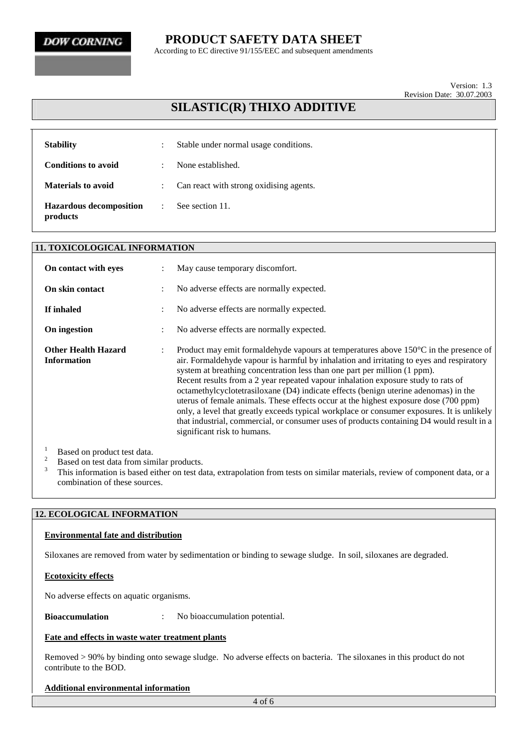| | | |
|---|---|---|
| **Stability** | : | Stable under normal usage conditions. |
| **Conditions to avoid** | : | None established. |
| **Materials to avoid** | : | Can react with strong oxidising agents. |
| **Hazardous decomposition products** | : | See section 11. |

## 11. TOXICOLOGICAL INFORMATION

| | | |
|---|---|---|
| **On contact with eyes** | : | May cause temporary discomfort. |
| **On skin contact** | : | No adverse effects are normally expected. |
| **If inhaled** | : | No adverse effects are normally expected. |
| **On ingestion** | : | No adverse effects are normally expected. |
| **Other Health Hazard Information** | : | Product may emit formaldehyde vapours at temperatures above 150°C in the presence of air. Formaldehyde vapour is harmful by inhalation and irritating to eyes and respiratory system at breathing concentration less than one part per million (1 ppm). Recent results from a 2 year repeated vapour inhalation exposure study to rats of octamethylcyclotetrasiloxane (D4) indicate effects (benign uterine adenomas) in the uterus of female animals. These effects occur at the highest exposure dose (700 ppm) only, a level that greatly exceeds typical workplace or consumer exposures. It is unlikely that industrial, commercial, or consumer uses of products containing D4 would result in a significant risk to humans. |

[1] Based on product test data.
[2] Based on test data from similar products.
[3] This information is based either on test data, extrapolation from tests on similar materials, review of component data, or a combination of these sources.

## 12. ECOLOGICAL INFORMATION

**Environmental fate and distribution**

Siloxanes are removed from water by sedimentation or binding to sewage sludge. In soil, siloxanes are degraded.

**Ecotoxicity effects**

No adverse effects on aquatic organisms.

**Bioaccumulation** : No bioaccumulation potential.

**Fate and effects in waste water treatment plants**

Removed > 90% by binding onto sewage sludge. No adverse effects on bacteria. The siloxanes in this product do not contribute to the BOD.

**Additional environmental information**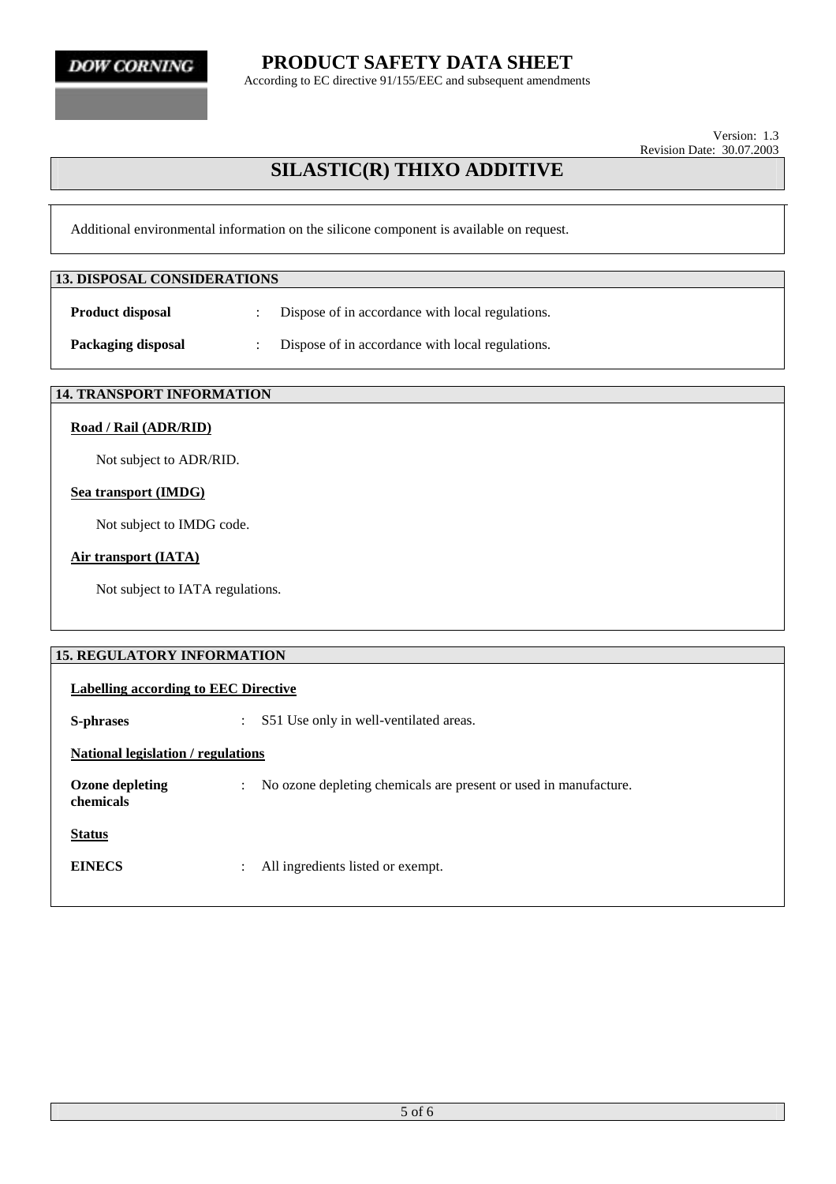Additional environmental information on the silicone component is available on request.

## 13. DISPOSAL CONSIDERATIONS

**Product disposal** : Dispose of in accordance with local regulations.

**Packaging disposal** : Dispose of in accordance with local regulations.

## 14. TRANSPORT INFORMATION

**Road / Rail (ADR/RID)**

Not subject to ADR/RID.

**Sea transport (IMDG)**

Not subject to IMDG code.

**Air transport (IATA)**

Not subject to IATA regulations.

## 15. REGULATORY INFORMATION

**Labelling according to EEC Directive**

**S-phrases** : S51 Use only in well-ventilated areas.

**National legislation / regulations**

**Ozone depleting chemicals** : No ozone depleting chemicals are present or used in manufacture.

**Status**

**EINECS** : All ingredients listed or exempt.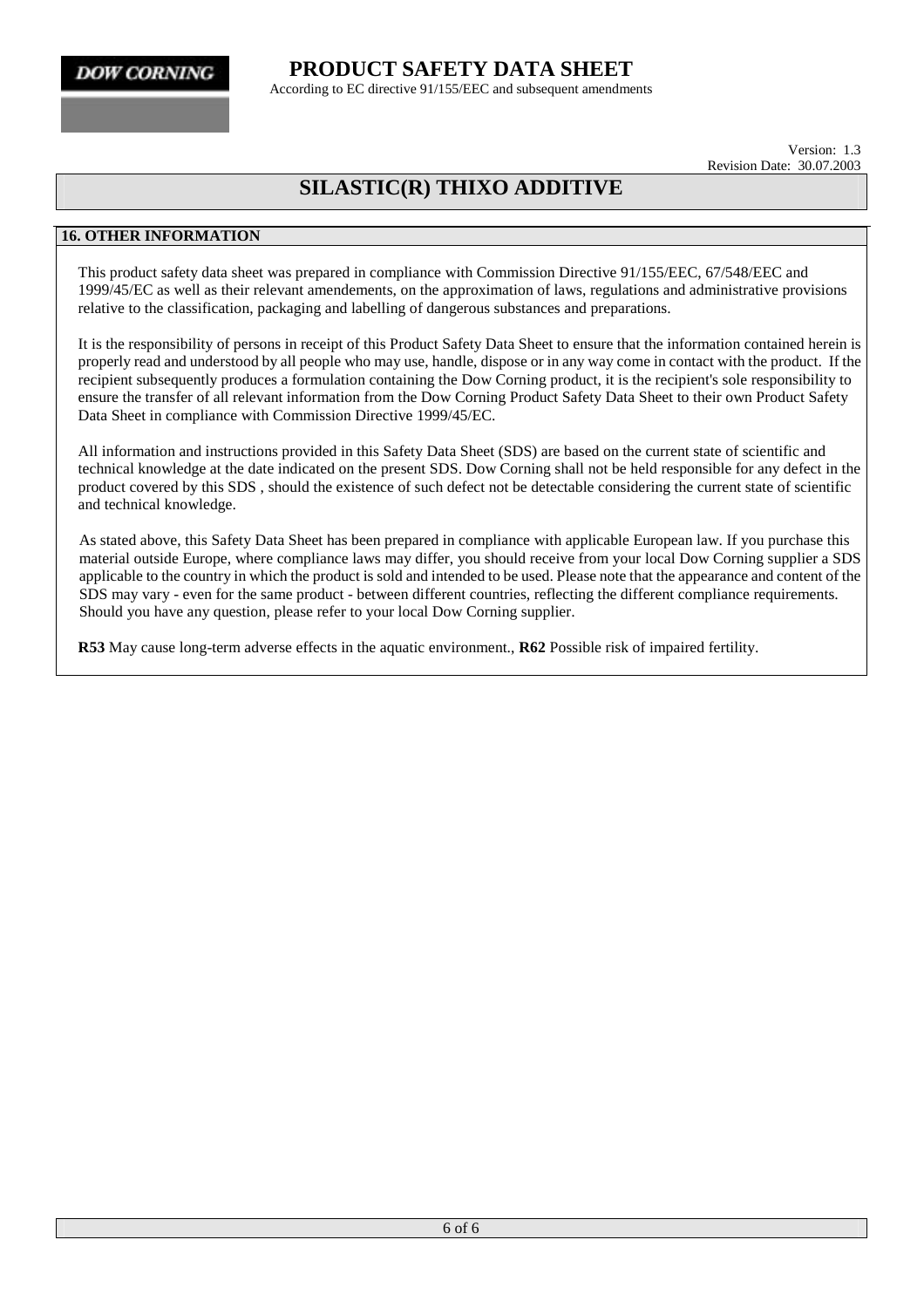## 16. OTHER INFORMATION

This product safety data sheet was prepared in compliance with Commission Directive 91/155/EEC, 67/548/EEC and 1999/45/EC as well as their relevant amendements, on the approximation of laws, regulations and administrative provisions relative to the classification, packaging and labelling of dangerous substances and preparations.

It is the responsibility of persons in receipt of this Product Safety Data Sheet to ensure that the information contained herein is properly read and understood by all people who may use, handle, dispose or in any way come in contact with the product. If the recipient subsequently produces a formulation containing the Dow Corning product, it is the recipient's sole responsibility to ensure the transfer of all relevant information from the Dow Corning Product Safety Data Sheet to their own Product Safety Data Sheet in compliance with Commission Directive 1999/45/EC.

All information and instructions provided in this Safety Data Sheet (SDS) are based on the current state of scientific and technical knowledge at the date indicated on the present SDS. Dow Corning shall not be held responsible for any defect in the product covered by this SDS , should the existence of such defect not be detectable considering the current state of scientific and technical knowledge.

As stated above, this Safety Data Sheet has been prepared in compliance with applicable European law. If you purchase this material outside Europe, where compliance laws may differ, you should receive from your local Dow Corning supplier a SDS applicable to the country in which the product is sold and intended to be used. Please note that the appearance and content of the SDS may vary - even for the same product - between different countries, reflecting the different compliance requirements. Should you have any question, please refer to your local Dow Corning supplier.

**R53** May cause long-term adverse effects in the aquatic environment., **R62** Possible risk of impaired fertility.